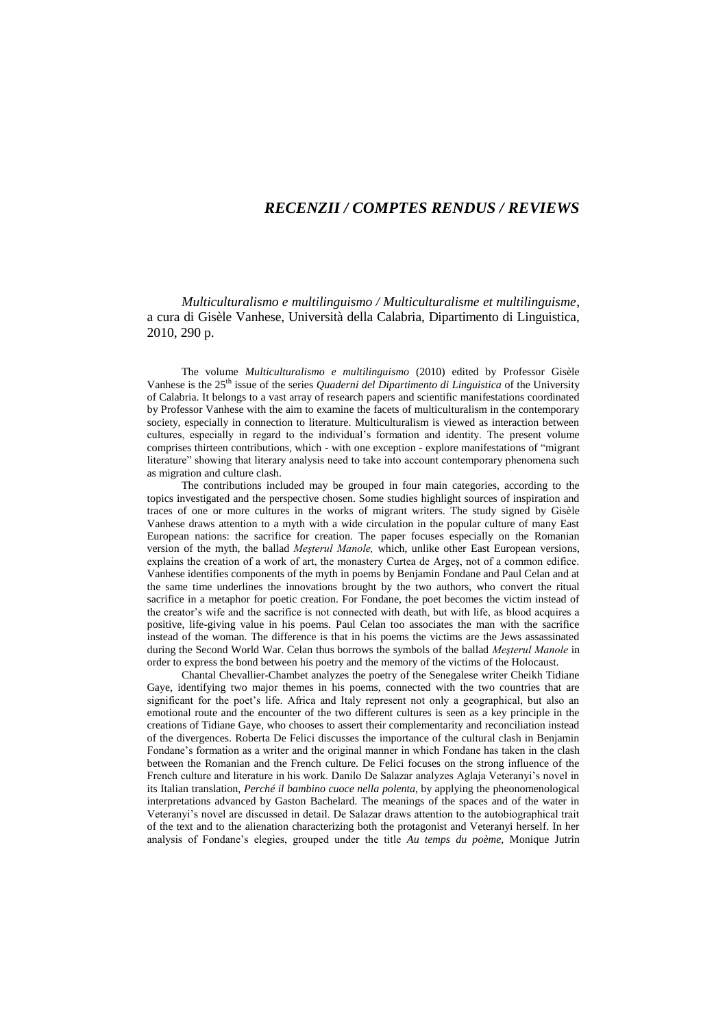# *RECENZII / COMPTES RENDUS / REVIEWS*

*Multiculturalismo e multilinguismo / Multiculturalisme et multilinguisme*, a cura di Gisèle Vanhese, Università della Calabria, Dipartimento di Linguistica, 2010, 290 p.

The volume *Multiculturalismo e multilinguismo* (2010) edited by Professor Gisèle Vanhese is the 25th issue of the series *Quaderni del Dipartimento di Linguistica* of the University of Calabria. It belongs to a vast array of research papers and scientific manifestations coordinated by Professor Vanhese with the aim to examine the facets of multiculturalism in the contemporary society, especially in connection to literature. Multiculturalism is viewed as interaction between cultures, especially in regard to the individual's formation and identity. The present volume comprises thirteen contributions, which - with one exception - explore manifestations of "migrant literature" showing that literary analysis need to take into account contemporary phenomena such as migration and culture clash.

The contributions included may be grouped in four main categories, according to the topics investigated and the perspective chosen. Some studies highlight sources of inspiration and traces of one or more cultures in the works of migrant writers. The study signed by Gisèle Vanhese draws attention to a myth with a wide circulation in the popular culture of many East European nations: the sacrifice for creation. The paper focuses especially on the Romanian version of the myth, the ballad *Meşterul Manole,* which, unlike other East European versions, explains the creation of a work of art, the monastery Curtea de Argeş, not of a common edifice. Vanhese identifies components of the myth in poems by Benjamin Fondane and Paul Celan and at the same time underlines the innovations brought by the two authors, who convert the ritual sacrifice in a metaphor for poetic creation. For Fondane, the poet becomes the victim instead of the creator's wife and the sacrifice is not connected with death, but with life, as blood acquires a positive, life-giving value in his poems. Paul Celan too associates the man with the sacrifice instead of the woman. The difference is that in his poems the victims are the Jews assassinated during the Second World War. Celan thus borrows the symbols of the ballad *Meşterul Manole* in order to express the bond between his poetry and the memory of the victims of the Holocaust.

Chantal Chevallier-Chambet analyzes the poetry of the Senegalese writer Cheikh Tidiane Gaye, identifying two major themes in his poems, connected with the two countries that are significant for the poet's life. Africa and Italy represent not only a geographical, but also an emotional route and the encounter of the two different cultures is seen as a key principle in the creations of Tidiane Gaye, who chooses to assert their complementarity and reconciliation instead of the divergences. Roberta De Felici discusses the importance of the cultural clash in Benjamin Fondane's formation as a writer and the original manner in which Fondane has taken in the clash between the Romanian and the French culture. De Felici focuses on the strong influence of the French culture and literature in his work. Danilo De Salazar analyzes Aglaja Veteranyi's novel in its Italian translation, *Perché il bambino cuoce nella polenta*, by applying the pheonomenological interpretations advanced by Gaston Bachelard. The meanings of the spaces and of the water in Veteranyi's novel are discussed in detail. De Salazar draws attention to the autobiographical trait of the text and to the alienation characterizing both the protagonist and Veteranyi herself. In her analysis of Fondane's elegies, grouped under the title *Au temps du poème*, Monique Jutrin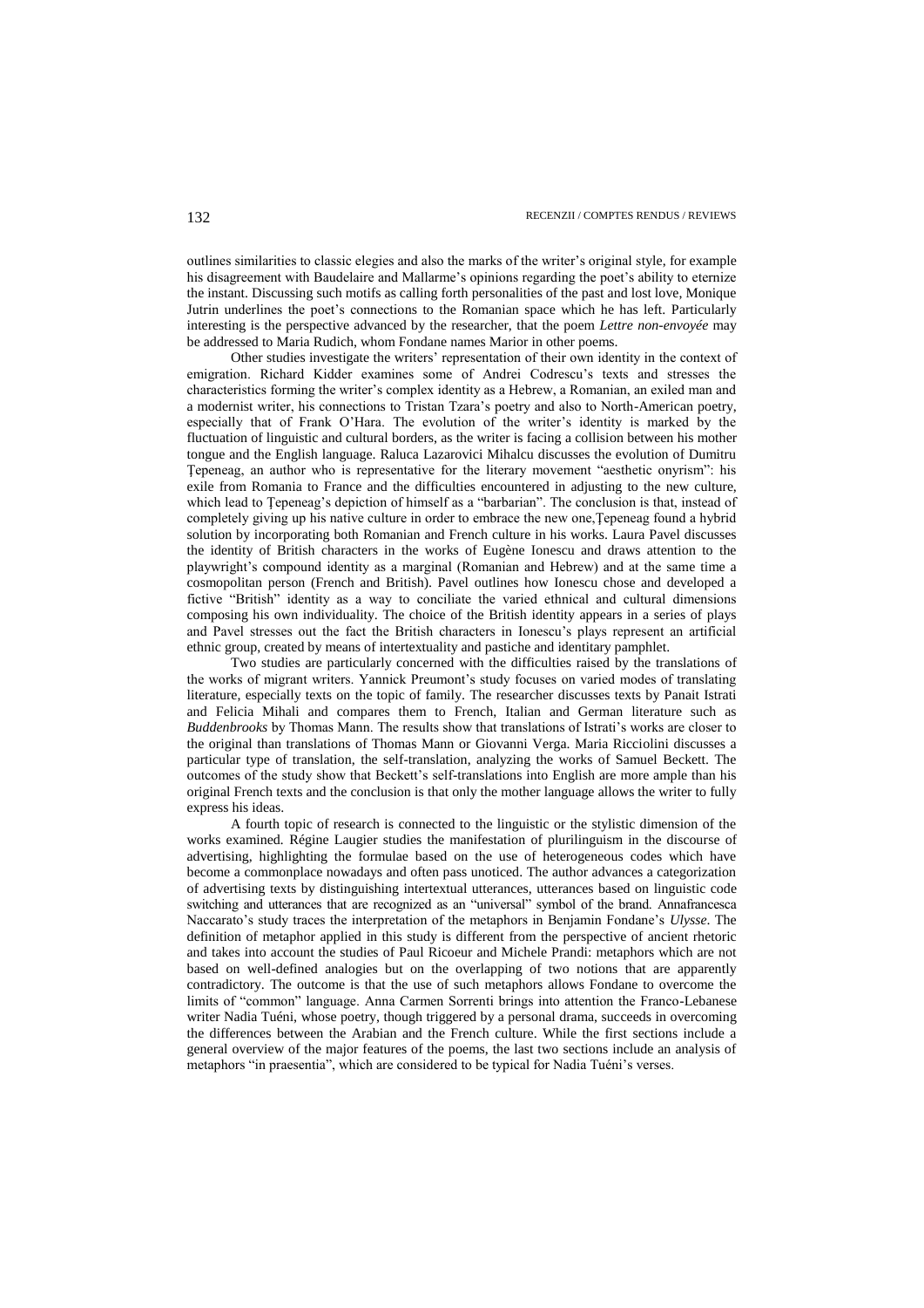outlines similarities to classic elegies and also the marks of the writer's original style, for example his disagreement with Baudelaire and Mallarme's opinions regarding the poet's ability to eternize the instant. Discussing such motifs as calling forth personalities of the past and lost love, Monique Jutrin underlines the poet's connections to the Romanian space which he has left. Particularly interesting is the perspective advanced by the researcher, that the poem *Lettre non-envoyée* may be addressed to Maria Rudich, whom Fondane names Marior in other poems.

Other studies investigate the writers' representation of their own identity in the context of emigration. Richard Kidder examines some of Andrei Codrescu's texts and stresses the characteristics forming the writer's complex identity as a Hebrew, a Romanian, an exiled man and a modernist writer, his connections to Tristan Tzara's poetry and also to North-American poetry, especially that of Frank O'Hara. The evolution of the writer's identity is marked by the fluctuation of linguistic and cultural borders, as the writer is facing a collision between his mother tongue and the English language. Raluca Lazarovici Mihalcu discusses the evolution of Dumitru Ţepeneag, an author who is representative for the literary movement "aesthetic onyrism": his exile from Romania to France and the difficulties encountered in adjusting to the new culture, which lead to Ţepeneag's depiction of himself as a "barbarian". The conclusion is that, instead of completely giving up his native culture in order to embrace the new one,Ţepeneag found a hybrid solution by incorporating both Romanian and French culture in his works. Laura Pavel discusses the identity of British characters in the works of Eugène Ionescu and draws attention to the playwright's compound identity as a marginal (Romanian and Hebrew) and at the same time a cosmopolitan person (French and British). Pavel outlines how Ionescu chose and developed a fictive "British" identity as a way to conciliate the varied ethnical and cultural dimensions composing his own individuality. The choice of the British identity appears in a series of plays and Pavel stresses out the fact the British characters in Ionescu's plays represent an artificial ethnic group, created by means of intertextuality and pastiche and identitary pamphlet.

Two studies are particularly concerned with the difficulties raised by the translations of the works of migrant writers. Yannick Preumont's study focuses on varied modes of translating literature, especially texts on the topic of family. The researcher discusses texts by Panait Istrati and Felicia Mihali and compares them to French, Italian and German literature such as *Buddenbrooks* by Thomas Mann. The results show that translations of Istrati's works are closer to the original than translations of Thomas Mann or Giovanni Verga. Maria Ricciolini discusses a particular type of translation, the self-translation, analyzing the works of Samuel Beckett. The outcomes of the study show that Beckett's self-translations into English are more ample than his original French texts and the conclusion is that only the mother language allows the writer to fully express his ideas.

A fourth topic of research is connected to the linguistic or the stylistic dimension of the works examined. Régine Laugier studies the manifestation of plurilinguism in the discourse of advertising, highlighting the formulae based on the use of heterogeneous codes which have become a commonplace nowadays and often pass unoticed. The author advances a categorization of advertising texts by distinguishing intertextual utterances, utterances based on linguistic code switching and utterances that are recognized as an "universal" symbol of the brand. Annafrancesca Naccarato's study traces the interpretation of the metaphors in Benjamin Fondane's *Ulysse*. The definition of metaphor applied in this study is different from the perspective of ancient rhetoric and takes into account the studies of Paul Ricoeur and Michele Prandi: metaphors which are not based on well-defined analogies but on the overlapping of two notions that are apparently contradictory. The outcome is that the use of such metaphors allows Fondane to overcome the limits of "common" language. Anna Carmen Sorrenti brings into attention the Franco-Lebanese writer Nadia Tuéni, whose poetry, though triggered by a personal drama, succeeds in overcoming the differences between the Arabian and the French culture. While the first sections include a general overview of the major features of the poems, the last two sections include an analysis of metaphors "in praesentia", which are considered to be typical for Nadia Tuéni's verses.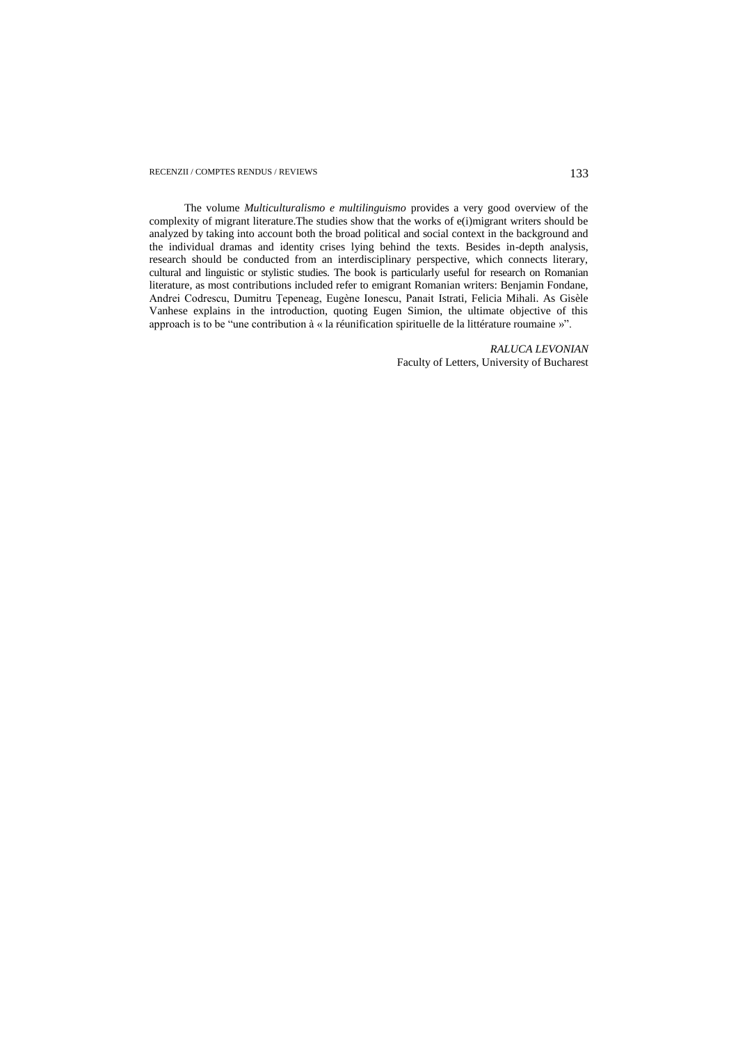The volume *Multiculturalismo e multilinguismo* provides a very good overview of the complexity of migrant literature.The studies show that the works of e(i)migrant writers should be analyzed by taking into account both the broad political and social context in the background and the individual dramas and identity crises lying behind the texts. Besides in-depth analysis, research should be conducted from an interdisciplinary perspective, which connects literary, cultural and linguistic or stylistic studies. The book is particularly useful for research on Romanian literature, as most contributions included refer to emigrant Romanian writers: Benjamin Fondane, Andrei Codrescu, Dumitru Ţepeneag, Eugène Ionescu, Panait Istrati, Felicia Mihali. As Gisèle Vanhese explains in the introduction, quoting Eugen Simion, the ultimate objective of this approach is to be "une contribution à « la réunification spirituelle de la littérature roumaine »".

*RALUCA LEVONIAN*
Faculty of Letters, University of Bucharest